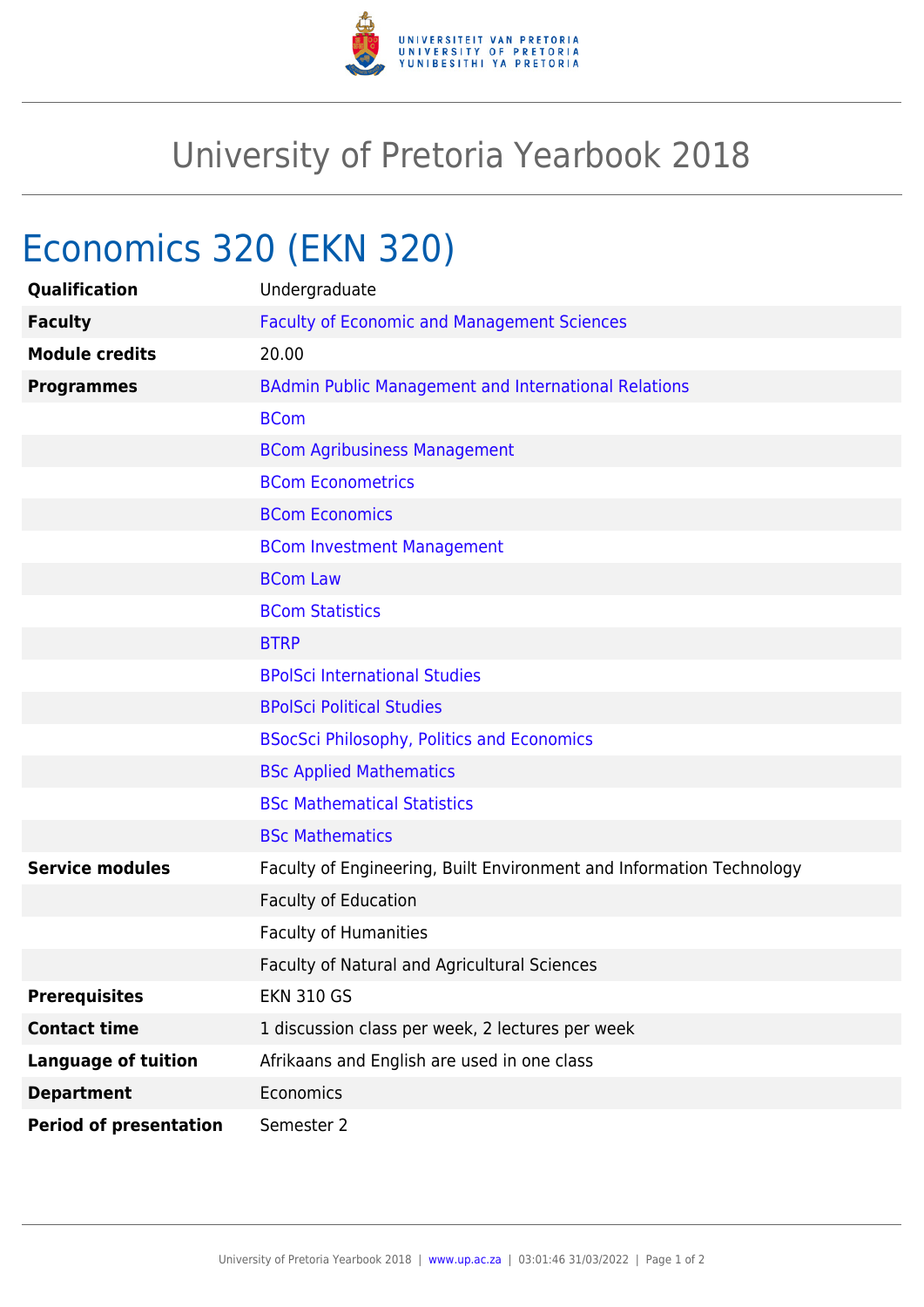# University of Pretoria Yearbook 2018

## Economics 320 (EKN 320)

| | |
|---|---|
| **Qualification** | Undergraduate |
| **Faculty** | Faculty of Economic and Management Sciences |
| **Module credits** | 20.00 |
| **Programmes** | BAdmin Public Management and International Relations |
| | BCom |
| | BCom Agribusiness Management |
| | BCom Econometrics |
| | BCom Economics |
| | BCom Investment Management |
| | BCom Law |
| | BCom Statistics |
| | BTRP |
| | BPolSci International Studies |
| | BPolSci Political Studies |
| | BSocSci Philosophy, Politics and Economics |
| | BSc Applied Mathematics |
| | BSc Mathematical Statistics |
| | BSc Mathematics |
| **Service modules** | Faculty of Engineering, Built Environment and Information Technology |
| | Faculty of Education |
| | Faculty of Humanities |
| | Faculty of Natural and Agricultural Sciences |
| **Prerequisites** | EKN 310 GS |
| **Contact time** | 1 discussion class per week, 2 lectures per week |
| **Language of tuition** | Afrikaans and English are used in one class |
| **Department** | Economics |
| **Period of presentation** | Semester 2 |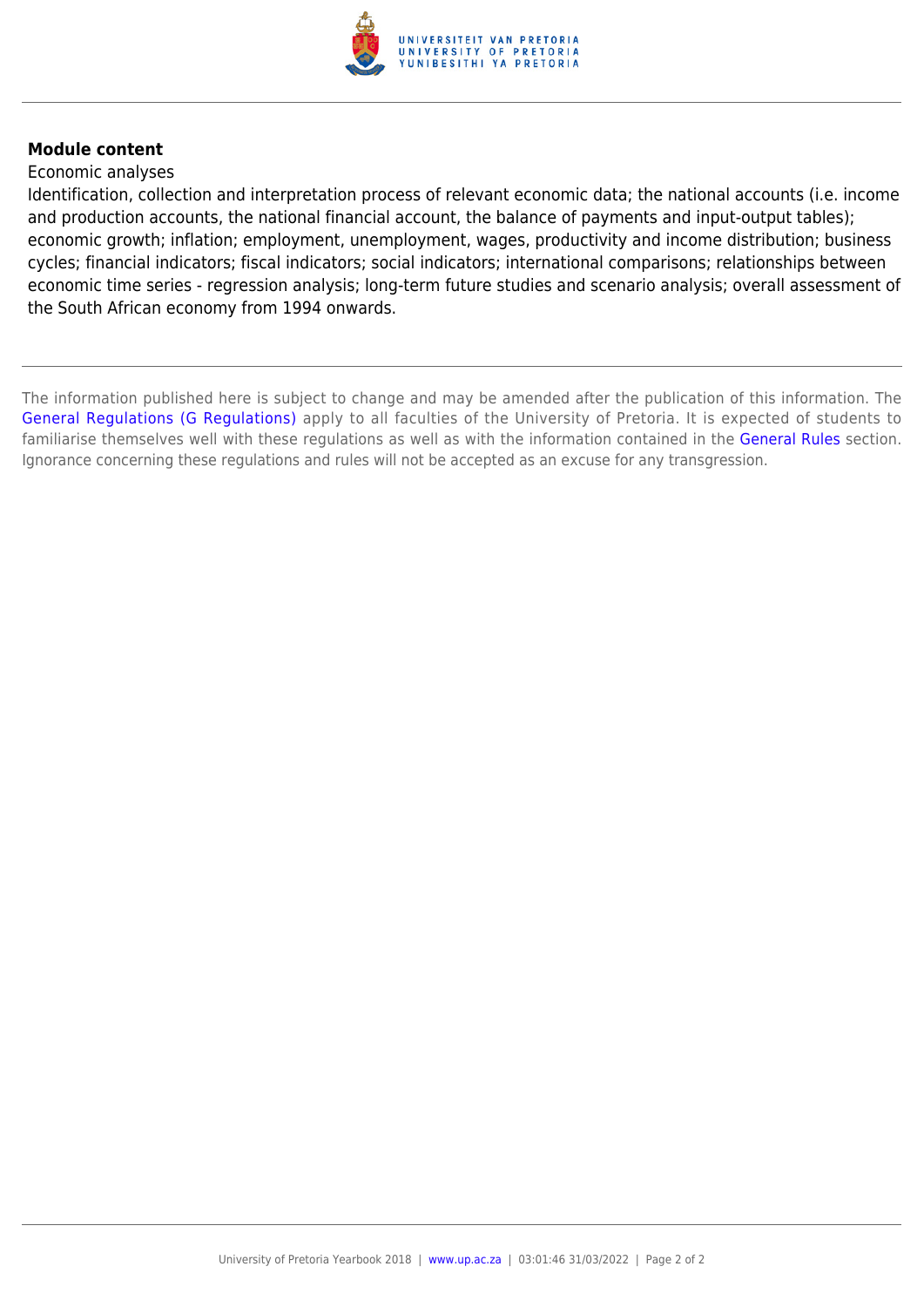**Module content**

Economic analyses

Identification, collection and interpretation process of relevant economic data; the national accounts (i.e. income and production accounts, the national financial account, the balance of payments and input-output tables); economic growth; inflation; employment, unemployment, wages, productivity and income distribution; business cycles; financial indicators; fiscal indicators; social indicators; international comparisons; relationships between economic time series - regression analysis; long-term future studies and scenario analysis; overall assessment of the South African economy from 1994 onwards.

---

The information published here is subject to change and may be amended after the publication of this information. The General Regulations (G Regulations) apply to all faculties of the University of Pretoria. It is expected of students to familiarise themselves well with these regulations as well as with the information contained in the General Rules section. Ignorance concerning these regulations and rules will not be accepted as an excuse for any transgression.